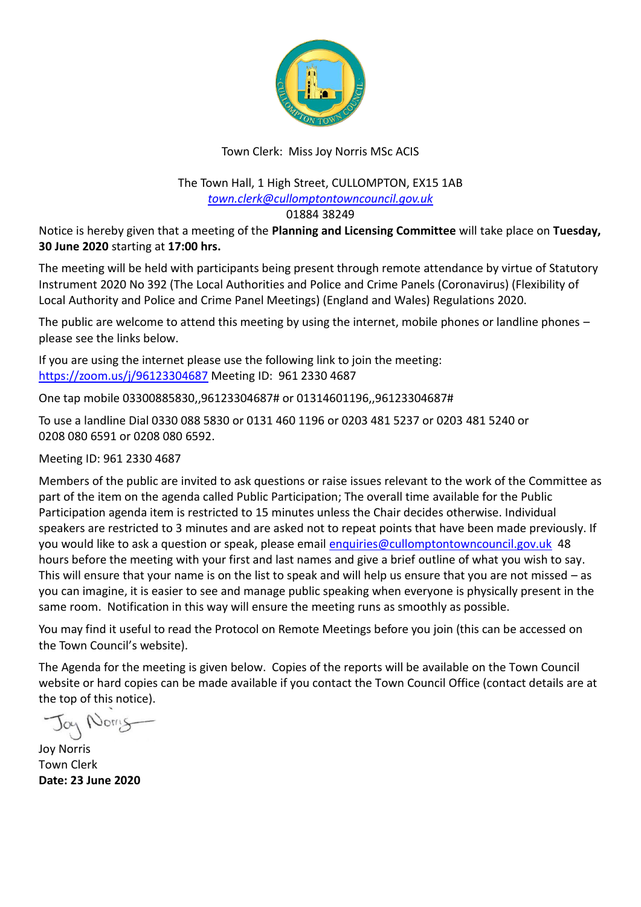Town Clerk: Miss Joy Norris MSc ACIS

The Town Hall, 1 High Street, CULLOMPTON, EX15 1AB
*town.clerk@cullomptontowncouncil.gov.uk*
01884 38249

Notice is hereby given that a meeting of the **Planning and Licensing Committee** will take place on **Tuesday, 30 June 2020** starting at **17:00 hrs.**

The meeting will be held with participants being present through remote attendance by virtue of Statutory Instrument 2020 No 392 (The Local Authorities and Police and Crime Panels (Coronavirus) (Flexibility of Local Authority and Police and Crime Panel Meetings) (England and Wales) Regulations 2020.

The public are welcome to attend this meeting by using the internet, mobile phones or landline phones – please see the links below.

If you are using the internet please use the following link to join the meeting: https://zoom.us/j/96123304687 Meeting ID: 961 2330 4687

One tap mobile 03300885830,,96123304687# or 01314601196,,96123304687#

To use a landline Dial 0330 088 5830 or 0131 460 1196 or 0203 481 5237 or 0203 481 5240 or 0208 080 6591 or 0208 080 6592.

Meeting ID: 961 2330 4687

Members of the public are invited to ask questions or raise issues relevant to the work of the Committee as part of the item on the agenda called Public Participation; The overall time available for the Public Participation agenda item is restricted to 15 minutes unless the Chair decides otherwise. Individual speakers are restricted to 3 minutes and are asked not to repeat points that have been made previously. If you would like to ask a question or speak, please email enquiries@cullomptontowncouncil.gov.uk 48 hours before the meeting with your first and last names and give a brief outline of what you wish to say. This will ensure that your name is on the list to speak and will help us ensure that you are not missed – as you can imagine, it is easier to see and manage public speaking when everyone is physically present in the same room. Notification in this way will ensure the meeting runs as smoothly as possible.

You may find it useful to read the Protocol on Remote Meetings before you join (this can be accessed on the Town Council's website).

The Agenda for the meeting is given below. Copies of the reports will be available on the Town Council website or hard copies can be made available if you contact the Town Council Office (contact details are at the top of this notice).

Joy Norris
Town Clerk
**Date: 23 June 2020**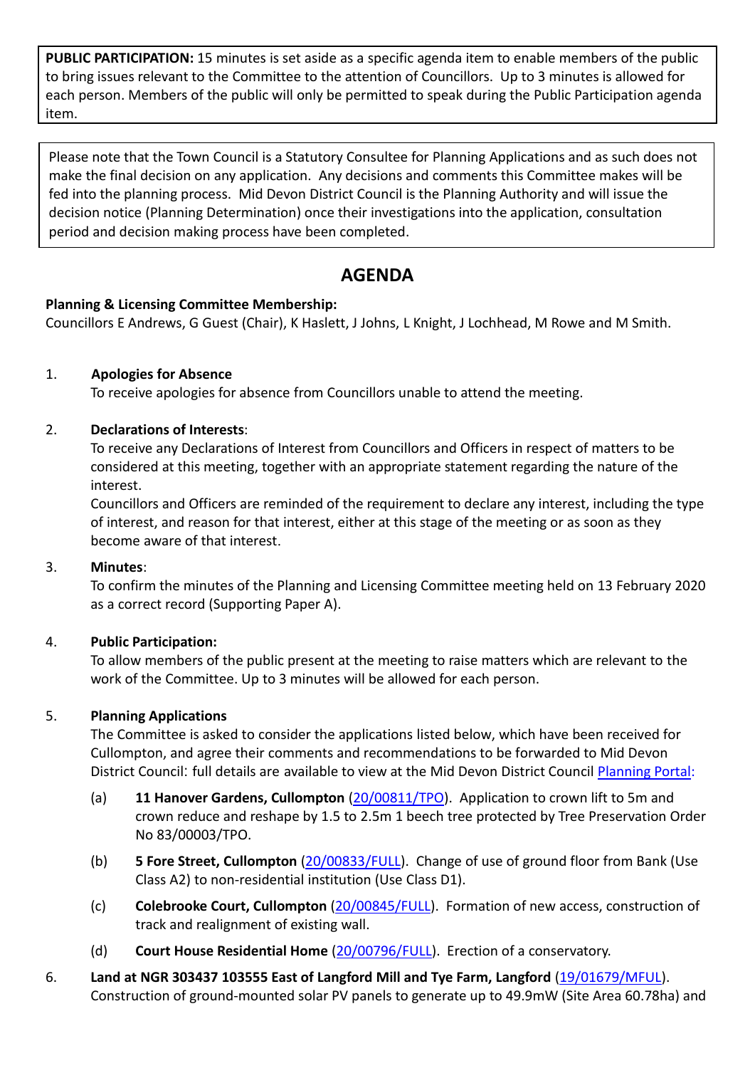**PUBLIC PARTICIPATION:** 15 minutes is set aside as a specific agenda item to enable members of the public to bring issues relevant to the Committee to the attention of Councillors. Up to 3 minutes is allowed for each person. Members of the public will only be permitted to speak during the Public Participation agenda item.

Please note that the Town Council is a Statutory Consultee for Planning Applications and as such does not make the final decision on any application. Any decisions and comments this Committee makes will be fed into the planning process. Mid Devon District Council is the Planning Authority and will issue the decision notice (Planning Determination) once their investigations into the application, consultation period and decision making process have been completed.

# AGENDA

**Planning & Licensing Committee Membership:**
Councillors E Andrews, G Guest (Chair), K Haslett, J Johns, L Knight, J Lochhead, M Rowe and M Smith.

1. **Apologies for Absence**
   To receive apologies for absence from Councillors unable to attend the meeting.

2. **Declarations of Interests**:
   To receive any Declarations of Interest from Councillors and Officers in respect of matters to be considered at this meeting, together with an appropriate statement regarding the nature of the interest.
   Councillors and Officers are reminded of the requirement to declare any interest, including the type of interest, and reason for that interest, either at this stage of the meeting or as soon as they become aware of that interest.

3. **Minutes**:
   To confirm the minutes of the Planning and Licensing Committee meeting held on 13 February 2020 as a correct record (Supporting Paper A).

4. **Public Participation:**
   To allow members of the public present at the meeting to raise matters which are relevant to the work of the Committee. Up to 3 minutes will be allowed for each person.

5. **Planning Applications**
   The Committee is asked to consider the applications listed below, which have been received for Cullompton, and agree their comments and recommendations to be forwarded to Mid Devon District Council: full details are available to view at the Mid Devon District Council Planning Portal:

   (a) **11 Hanover Gardens, Cullompton** (20/00811/TPO). Application to crown lift to 5m and crown reduce and reshape by 1.5 to 2.5m 1 beech tree protected by Tree Preservation Order No 83/00003/TPO.

   (b) **5 Fore Street, Cullompton** (20/00833/FULL). Change of use of ground floor from Bank (Use Class A2) to non-residential institution (Use Class D1).

   (c) **Colebrooke Court, Cullompton** (20/00845/FULL). Formation of new access, construction of track and realignment of existing wall.

   (d) **Court House Residential Home** (20/00796/FULL). Erection of a conservatory.

6. **Land at NGR 303437 103555 East of Langford Mill and Tye Farm, Langford** (19/01679/MFUL). Construction of ground-mounted solar PV panels to generate up to 49.9mW (Site Area 60.78ha) and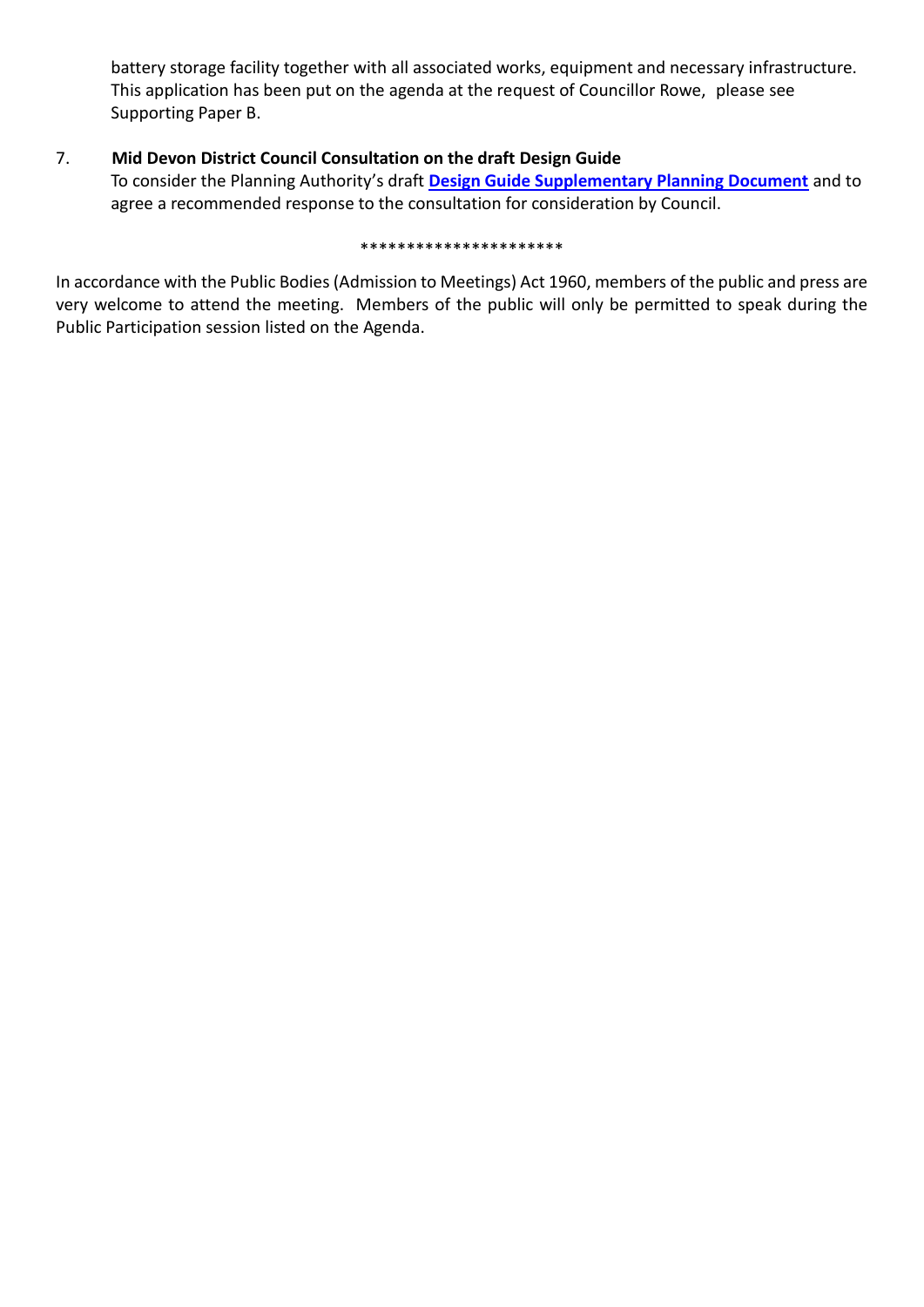battery storage facility together with all associated works, equipment and necessary infrastructure. This application has been put on the agenda at the request of Councillor Rowe, please see Supporting Paper B.

7. **Mid Devon District Council Consultation on the draft Design Guide**
   To consider the Planning Authority's draft **Design Guide Supplementary Planning Document** and to agree a recommended response to the consultation for consideration by Council.

**********************

In accordance with the Public Bodies (Admission to Meetings) Act 1960, members of the public and press are very welcome to attend the meeting. Members of the public will only be permitted to speak during the Public Participation session listed on the Agenda.